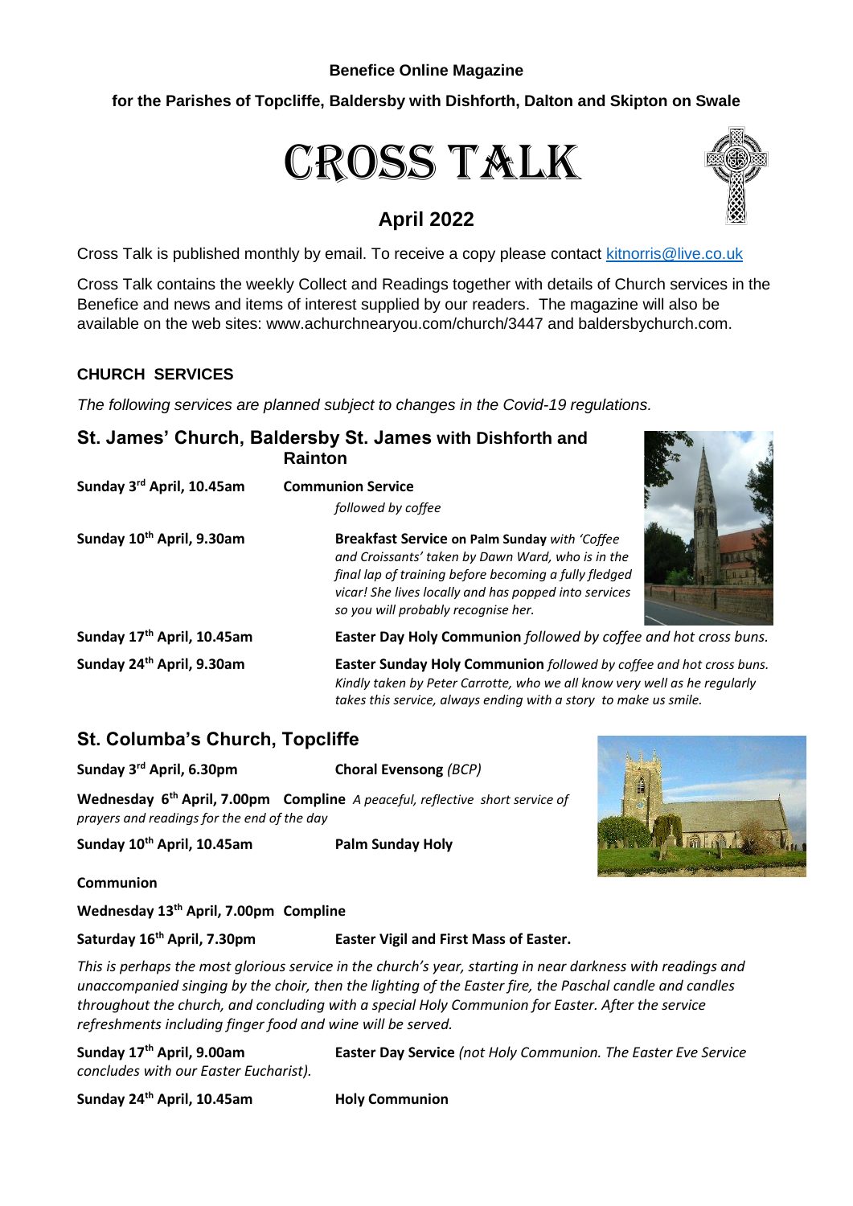**Benefice Online Magazine**

**for the Parishes of Topcliffe, Baldersby with Dishforth, Dalton and Skipton on Swale**

# CROSS TALK

## April 2022

Cross Talk is published monthly by email. To receive a copy please contact kitnorris@live.co.uk

Cross Talk contains the weekly Collect and Readings together with details of Church services in the Benefice and news and items of interest supplied by our readers. The magazine will also be available on the web sites: www.achurchnearyou.com/church/3447 and baldersbychurch.com.

### CHURCH SERVICES

*The following services are planned subject to changes in the Covid-19 regulations.*

### St. James' Church, Baldersby St. James with Dishforth and Rainton

**Sunday 3rd April, 10.45am** **Communion Service**
*followed by coffee*

**Sunday 10th April, 9.30am** **Breakfast Service on Palm Sunday** *with 'Coffee and Croissants' taken by Dawn Ward, who is in the final lap of training before becoming a fully fledged vicar! She lives locally and has popped into services so you will probably recognise her.*

**Sunday 17th April, 10.45am** **Easter Day Holy Communion** *followed by coffee and hot cross buns.*

**Sunday 24th April, 9.30am** **Easter Sunday Holy Communion** *followed by coffee and hot cross buns. Kindly taken by Peter Carrotte, who we all know very well as he regularly takes this service, always ending with a story to make us smile.*

### St. Columba's Church, Topcliffe

**Sunday 3rd April, 6.30pm** **Choral Evensong** *(BCP)*

**Wednesday 6th April, 7.00pm** **Compline** *A peaceful, reflective short service of prayers and readings for the end of the day*

**Sunday 10th April, 10.45am** **Palm Sunday Holy Communion**

**Wednesday 13th April, 7.00pm** **Compline**

**Saturday 16th April, 7.30pm** **Easter Vigil and First Mass of Easter.**

*This is perhaps the most glorious service in the church's year, starting in near darkness with readings and unaccompanied singing by the choir, then the lighting of the Easter fire, the Paschal candle and candles throughout the church, and concluding with a special Holy Communion for Easter. After the service refreshments including finger food and wine will be served.*

**Sunday 17th April, 9.00am** **Easter Day Service** *(not Holy Communion. The Easter Eve Service concludes with our Easter Eucharist).*

**Sunday 24th April, 10.45am** **Holy Communion**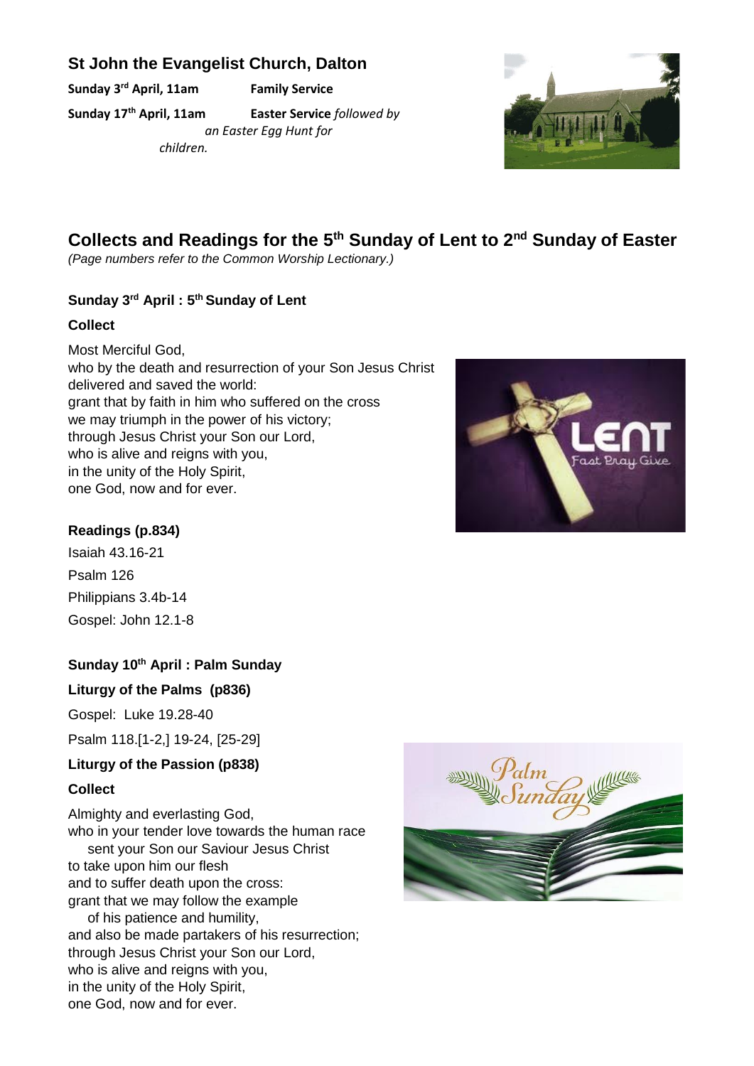## St John the Evangelist Church, Dalton

**Sunday 3rd April, 11am** **Family Service**

**Sunday 17th April, 11am** **Easter Service** *followed by an Easter Egg Hunt for children.*

# Collects and Readings for the 5th Sunday of Lent to 2nd Sunday of Easter

*(Page numbers refer to the Common Worship Lectionary.)*

### Sunday 3rd April : 5th Sunday of Lent

**Collect**

Most Merciful God,
who by the death and resurrection of your Son Jesus Christ
delivered and saved the world:
grant that by faith in him who suffered on the cross
we may triumph in the power of his victory;
through Jesus Christ your Son our Lord,
who is alive and reigns with you,
in the unity of the Holy Spirit,
one God, now and for ever.

**Readings (p.834)**

Isaiah 43.16-21

Psalm 126

Philippians 3.4b-14

Gospel: John 12.1-8

### Sunday 10th April : Palm Sunday

**Liturgy of the Palms (p836)**

Gospel: Luke 19.28-40

Psalm 118.[1-2,] 19-24, [25-29]

**Liturgy of the Passion (p838)**

**Collect**

Almighty and everlasting God,
who in your tender love towards the human race
sent your Son our Saviour Jesus Christ
to take upon him our flesh
and to suffer death upon the cross:
grant that we may follow the example
of his patience and humility,
and also be made partakers of his resurrection;
through Jesus Christ your Son our Lord,
who is alive and reigns with you,
in the unity of the Holy Spirit,
one God, now and for ever.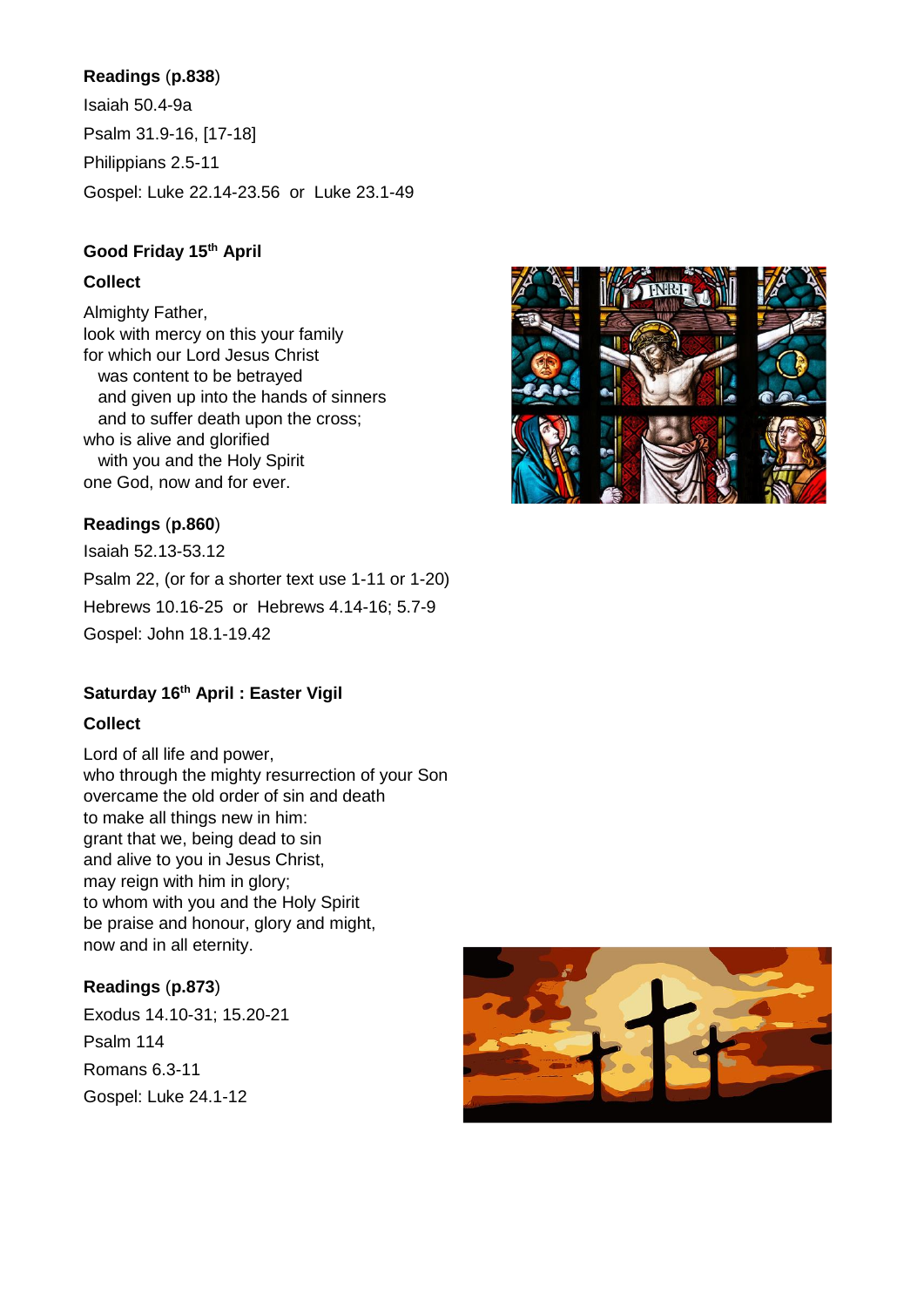**Readings** (**p.838**)

Isaiah 50.4-9a

Psalm 31.9-16, [17-18]

Philippians 2.5-11

Gospel: Luke 22.14-23.56 or Luke 23.1-49

**Good Friday 15th April**

**Collect**

Almighty Father,
look with mercy on this your family
for which our Lord Jesus Christ
was content to be betrayed
and given up into the hands of sinners
and to suffer death upon the cross;
who is alive and glorified
with you and the Holy Spirit
one God, now and for ever.

**Readings** (**p.860**)

Isaiah 52.13-53.12

Psalm 22, (or for a shorter text use 1-11 or 1-20)

Hebrews 10.16-25 or Hebrews 4.14-16; 5.7-9

Gospel: John 18.1-19.42

**Saturday 16th April : Easter Vigil**

**Collect**

Lord of all life and power,
who through the mighty resurrection of your Son
overcame the old order of sin and death
to make all things new in him:
grant that we, being dead to sin
and alive to you in Jesus Christ,
may reign with him in glory;
to whom with you and the Holy Spirit
be praise and honour, glory and might,
now and in all eternity.

**Readings** (**p.873**)

Exodus 14.10-31; 15.20-21

Psalm 114

Romans 6.3-11

Gospel: Luke 24.1-12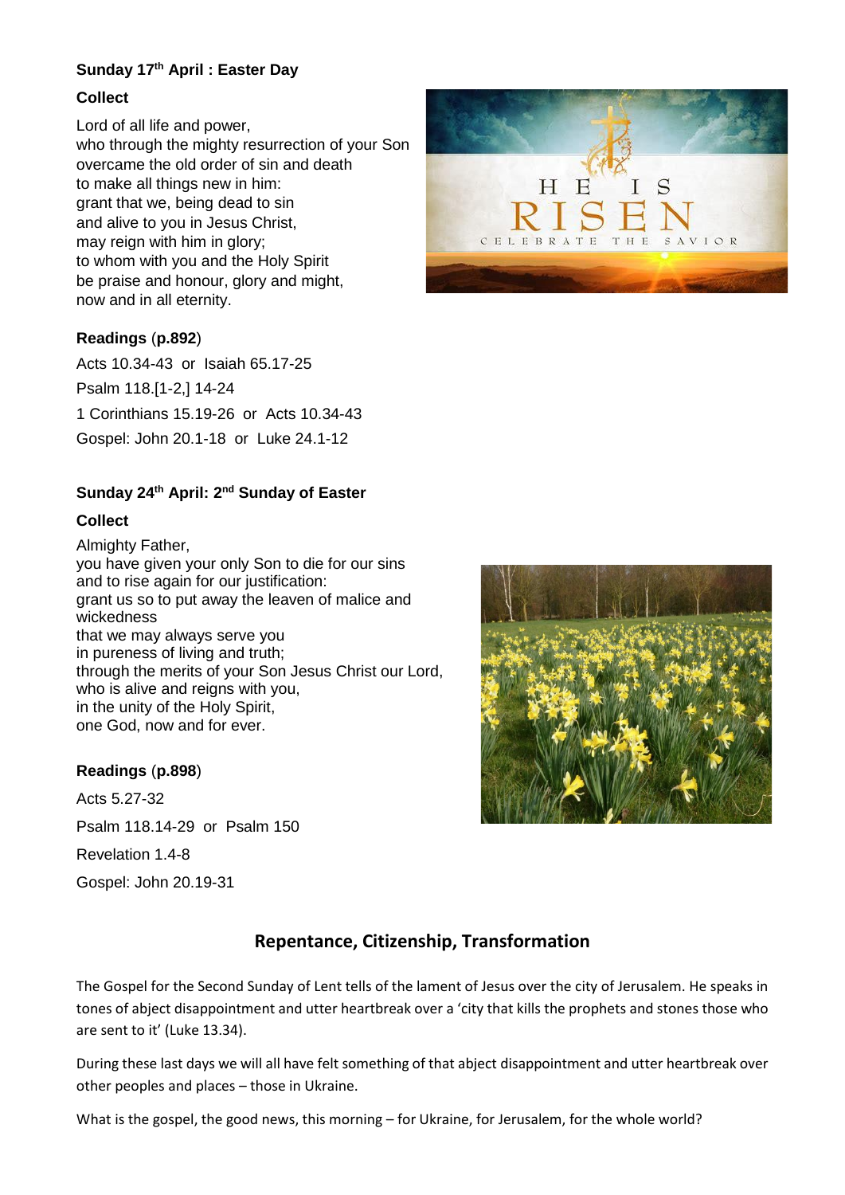**Sunday 17th April : Easter Day**

**Collect**

Lord of all life and power,
who through the mighty resurrection of your Son
overcame the old order of sin and death
to make all things new in him:
grant that we, being dead to sin
and alive to you in Jesus Christ,
may reign with him in glory;
to whom with you and the Holy Spirit
be praise and honour, glory and might,
now and in all eternity.

**Readings** (**p.892**)

Acts 10.34-43 or Isaiah 65.17-25

Psalm 118.[1-2,] 14-24

1 Corinthians 15.19-26 or Acts 10.34-43

Gospel: John 20.1-18 or Luke 24.1-12

**Sunday 24th April: 2nd Sunday of Easter**

**Collect**

Almighty Father,
you have given your only Son to die for our sins
and to rise again for our justification:
grant us so to put away the leaven of malice and wickedness
that we may always serve you
in pureness of living and truth;
through the merits of your Son Jesus Christ our Lord,
who is alive and reigns with you,
in the unity of the Holy Spirit,
one God, now and for ever.

**Readings** (**p.898**)

Acts 5.27-32

Psalm 118.14-29 or Psalm 150

Revelation 1.4-8

Gospel: John 20.19-31

## Repentance, Citizenship, Transformation

The Gospel for the Second Sunday of Lent tells of the lament of Jesus over the city of Jerusalem. He speaks in tones of abject disappointment and utter heartbreak over a 'city that kills the prophets and stones those who are sent to it' (Luke 13.34).

During these last days we will all have felt something of that abject disappointment and utter heartbreak over other peoples and places – those in Ukraine.

What is the gospel, the good news, this morning – for Ukraine, for Jerusalem, for the whole world?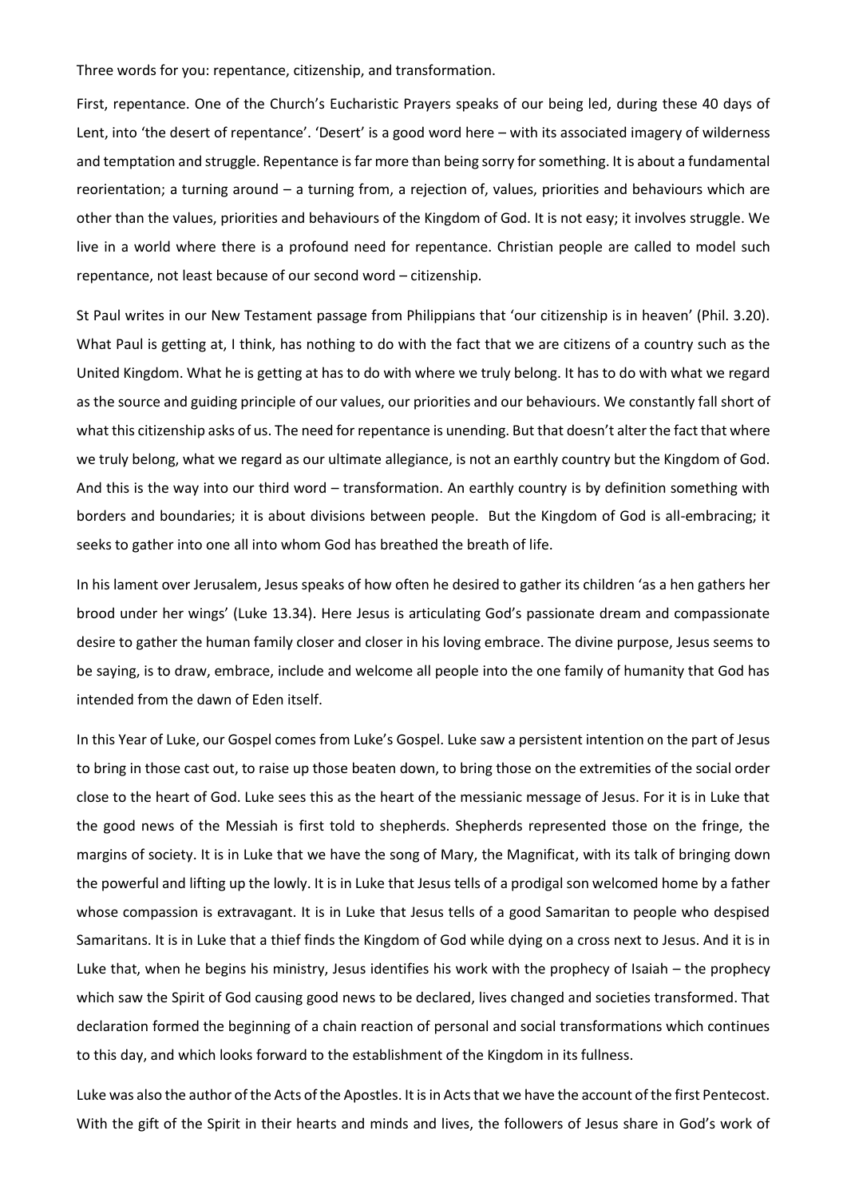Three words for you: repentance, citizenship, and transformation.

First, repentance. One of the Church's Eucharistic Prayers speaks of our being led, during these 40 days of Lent, into 'the desert of repentance'. 'Desert' is a good word here – with its associated imagery of wilderness and temptation and struggle. Repentance is far more than being sorry for something. It is about a fundamental reorientation; a turning around – a turning from, a rejection of, values, priorities and behaviours which are other than the values, priorities and behaviours of the Kingdom of God. It is not easy; it involves struggle. We live in a world where there is a profound need for repentance. Christian people are called to model such repentance, not least because of our second word – citizenship.

St Paul writes in our New Testament passage from Philippians that 'our citizenship is in heaven' (Phil. 3.20). What Paul is getting at, I think, has nothing to do with the fact that we are citizens of a country such as the United Kingdom. What he is getting at has to do with where we truly belong. It has to do with what we regard as the source and guiding principle of our values, our priorities and our behaviours. We constantly fall short of what this citizenship asks of us. The need for repentance is unending. But that doesn't alter the fact that where we truly belong, what we regard as our ultimate allegiance, is not an earthly country but the Kingdom of God. And this is the way into our third word – transformation. An earthly country is by definition something with borders and boundaries; it is about divisions between people. But the Kingdom of God is all-embracing; it seeks to gather into one all into whom God has breathed the breath of life.

In his lament over Jerusalem, Jesus speaks of how often he desired to gather its children 'as a hen gathers her brood under her wings' (Luke 13.34). Here Jesus is articulating God's passionate dream and compassionate desire to gather the human family closer and closer in his loving embrace. The divine purpose, Jesus seems to be saying, is to draw, embrace, include and welcome all people into the one family of humanity that God has intended from the dawn of Eden itself.

In this Year of Luke, our Gospel comes from Luke's Gospel. Luke saw a persistent intention on the part of Jesus to bring in those cast out, to raise up those beaten down, to bring those on the extremities of the social order close to the heart of God. Luke sees this as the heart of the messianic message of Jesus. For it is in Luke that the good news of the Messiah is first told to shepherds. Shepherds represented those on the fringe, the margins of society. It is in Luke that we have the song of Mary, the Magnificat, with its talk of bringing down the powerful and lifting up the lowly. It is in Luke that Jesus tells of a prodigal son welcomed home by a father whose compassion is extravagant. It is in Luke that Jesus tells of a good Samaritan to people who despised Samaritans. It is in Luke that a thief finds the Kingdom of God while dying on a cross next to Jesus. And it is in Luke that, when he begins his ministry, Jesus identifies his work with the prophecy of Isaiah – the prophecy which saw the Spirit of God causing good news to be declared, lives changed and societies transformed. That declaration formed the beginning of a chain reaction of personal and social transformations which continues to this day, and which looks forward to the establishment of the Kingdom in its fullness.

Luke was also the author of the Acts of the Apostles. It is in Acts that we have the account of the first Pentecost. With the gift of the Spirit in their hearts and minds and lives, the followers of Jesus share in God's work of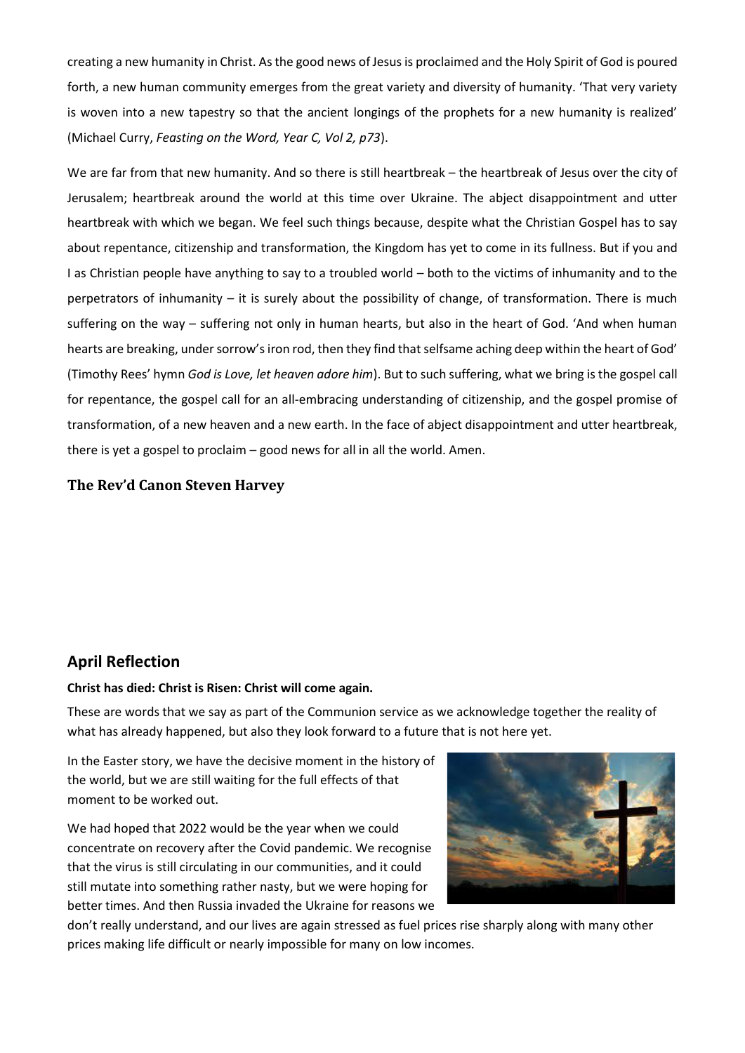creating a new humanity in Christ. As the good news of Jesus is proclaimed and the Holy Spirit of God is poured forth, a new human community emerges from the great variety and diversity of humanity. 'That very variety is woven into a new tapestry so that the ancient longings of the prophets for a new humanity is realized' (Michael Curry, *Feasting on the Word, Year C, Vol 2, p73*).

We are far from that new humanity. And so there is still heartbreak – the heartbreak of Jesus over the city of Jerusalem; heartbreak around the world at this time over Ukraine. The abject disappointment and utter heartbreak with which we began. We feel such things because, despite what the Christian Gospel has to say about repentance, citizenship and transformation, the Kingdom has yet to come in its fullness. But if you and I as Christian people have anything to say to a troubled world – both to the victims of inhumanity and to the perpetrators of inhumanity – it is surely about the possibility of change, of transformation. There is much suffering on the way – suffering not only in human hearts, but also in the heart of God. 'And when human hearts are breaking, under sorrow's iron rod, then they find that selfsame aching deep within the heart of God' (Timothy Rees' hymn *God is Love, let heaven adore him*). But to such suffering, what we bring is the gospel call for repentance, the gospel call for an all-embracing understanding of citizenship, and the gospel promise of transformation, of a new heaven and a new earth. In the face of abject disappointment and utter heartbreak, there is yet a gospel to proclaim – good news for all in all the world. Amen.

**The Rev'd Canon Steven Harvey**

## April Reflection

**Christ has died: Christ is Risen: Christ will come again.**

These are words that we say as part of the Communion service as we acknowledge together the reality of what has already happened, but also they look forward to a future that is not here yet.

In the Easter story, we have the decisive moment in the history of the world, but we are still waiting for the full effects of that moment to be worked out.

We had hoped that 2022 would be the year when we could concentrate on recovery after the Covid pandemic. We recognise that the virus is still circulating in our communities, and it could still mutate into something rather nasty, but we were hoping for better times. And then Russia invaded the Ukraine for reasons we don't really understand, and our lives are again stressed as fuel prices rise sharply along with many other prices making life difficult or nearly impossible for many on low incomes.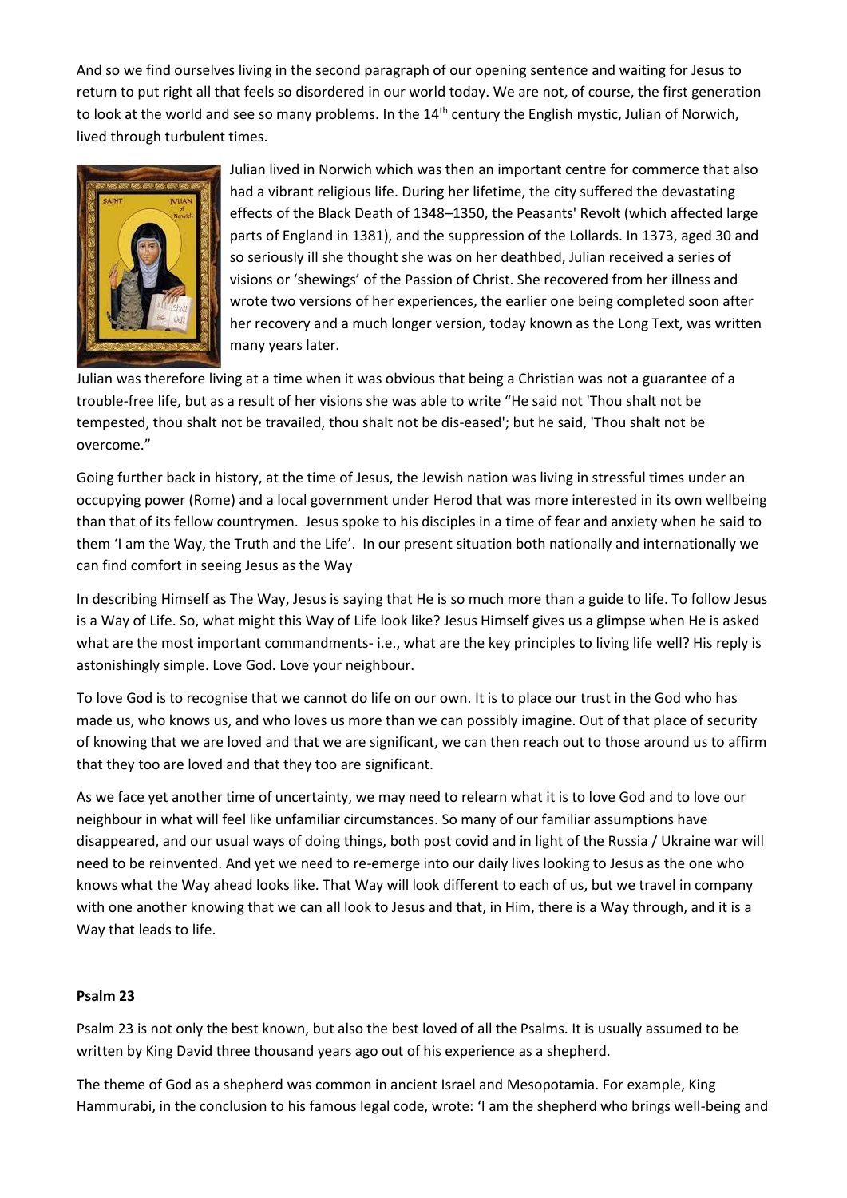And so we find ourselves living in the second paragraph of our opening sentence and waiting for Jesus to return to put right all that feels so disordered in our world today. We are not, of course, the first generation to look at the world and see so many problems. In the 14th century the English mystic, Julian of Norwich, lived through turbulent times.

Julian lived in Norwich which was then an important centre for commerce that also had a vibrant religious life. During her lifetime, the city suffered the devastating effects of the Black Death of 1348–1350, the Peasants' Revolt (which affected large parts of England in 1381), and the suppression of the Lollards. In 1373, aged 30 and so seriously ill she thought she was on her deathbed, Julian received a series of visions or 'shewings' of the Passion of Christ. She recovered from her illness and wrote two versions of her experiences, the earlier one being completed soon after her recovery and a much longer version, today known as the Long Text, was written many years later.

Julian was therefore living at a time when it was obvious that being a Christian was not a guarantee of a trouble-free life, but as a result of her visions she was able to write "He said not 'Thou shalt not be tempested, thou shalt not be travailed, thou shalt not be dis-eased'; but he said, 'Thou shalt not be overcome."

Going further back in history, at the time of Jesus, the Jewish nation was living in stressful times under an occupying power (Rome) and a local government under Herod that was more interested in its own wellbeing than that of its fellow countrymen. Jesus spoke to his disciples in a time of fear and anxiety when he said to them 'I am the Way, the Truth and the Life'. In our present situation both nationally and internationally we can find comfort in seeing Jesus as the Way

In describing Himself as The Way, Jesus is saying that He is so much more than a guide to life. To follow Jesus is a Way of Life. So, what might this Way of Life look like? Jesus Himself gives us a glimpse when He is asked what are the most important commandments- i.e., what are the key principles to living life well? His reply is astonishingly simple. Love God. Love your neighbour.

To love God is to recognise that we cannot do life on our own. It is to place our trust in the God who has made us, who knows us, and who loves us more than we can possibly imagine. Out of that place of security of knowing that we are loved and that we are significant, we can then reach out to those around us to affirm that they too are loved and that they too are significant.

As we face yet another time of uncertainty, we may need to relearn what it is to love God and to love our neighbour in what will feel like unfamiliar circumstances. So many of our familiar assumptions have disappeared, and our usual ways of doing things, both post covid and in light of the Russia / Ukraine war will need to be reinvented. And yet we need to re-emerge into our daily lives looking to Jesus as the one who knows what the Way ahead looks like. That Way will look different to each of us, but we travel in company with one another knowing that we can all look to Jesus and that, in Him, there is a Way through, and it is a Way that leads to life.

**Psalm 23**

Psalm 23 is not only the best known, but also the best loved of all the Psalms. It is usually assumed to be written by King David three thousand years ago out of his experience as a shepherd.

The theme of God as a shepherd was common in ancient Israel and Mesopotamia. For example, King Hammurabi, in the conclusion to his famous legal code, wrote: 'I am the shepherd who brings well-being and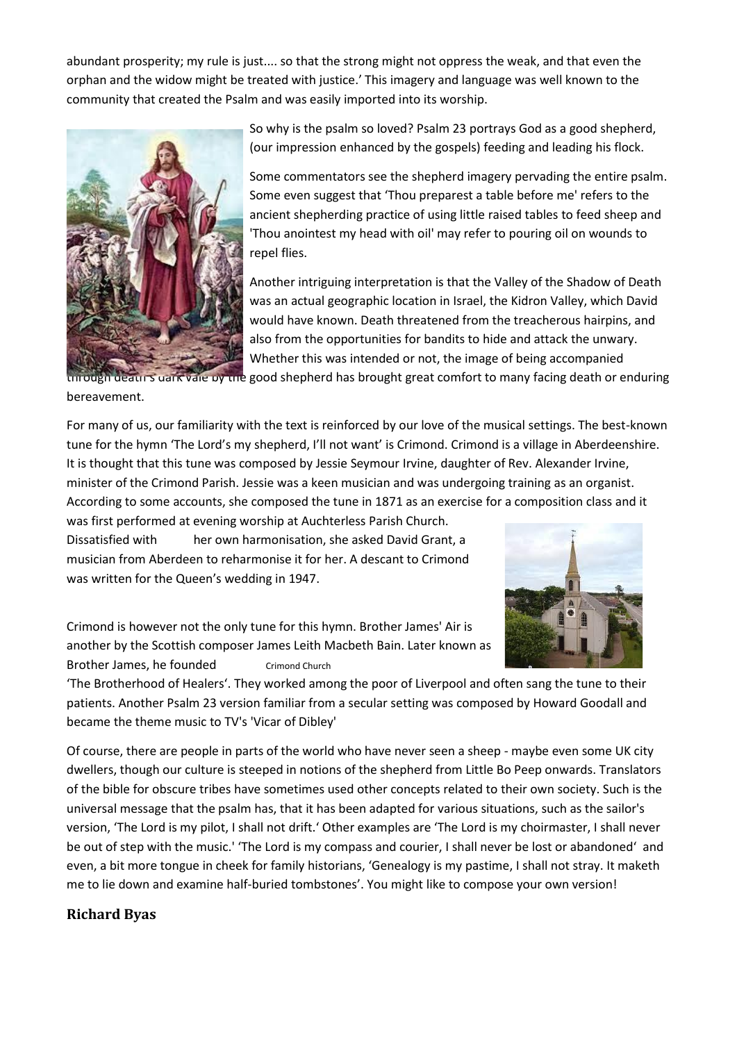abundant prosperity; my rule is just.... so that the strong might not oppress the weak, and that even the orphan and the widow might be treated with justice.' This imagery and language was well known to the community that created the Psalm and was easily imported into its worship.

So why is the psalm so loved? Psalm 23 portrays God as a good shepherd, (our impression enhanced by the gospels) feeding and leading his flock.

Some commentators see the shepherd imagery pervading the entire psalm. Some even suggest that 'Thou preparest a table before me' refers to the ancient shepherding practice of using little raised tables to feed sheep and 'Thou anointest my head with oil' may refer to pouring oil on wounds to repel flies.

Another intriguing interpretation is that the Valley of the Shadow of Death was an actual geographic location in Israel, the Kidron Valley, which David would have known. Death threatened from the treacherous hairpins, and also from the opportunities for bandits to hide and attack the unwary. Whether this was intended or not, the image of being accompanied through death's dark vale by the good shepherd has brought great comfort to many facing death or enduring bereavement.

For many of us, our familiarity with the text is reinforced by our love of the musical settings. The best-known tune for the hymn 'The Lord's my shepherd, I'll not want' is Crimond. Crimond is a village in Aberdeenshire. It is thought that this tune was composed by Jessie Seymour Irvine, daughter of Rev. Alexander Irvine, minister of the Crimond Parish. Jessie was a keen musician and was undergoing training as an organist. According to some accounts, she composed the tune in 1871 as an exercise for a composition class and it was first performed at evening worship at Auchterless Parish Church. Dissatisfied with her own harmonisation, she asked David Grant, a musician from Aberdeen to reharmonise it for her. A descant to Crimond was written for the Queen's wedding in 1947.

Crimond Church

Crimond is however not the only tune for this hymn. Brother James' Air is another by the Scottish composer James Leith Macbeth Bain. Later known as Brother James, he founded 'The Brotherhood of Healers'. They worked among the poor of Liverpool and often sang the tune to their patients. Another Psalm 23 version familiar from a secular setting was composed by Howard Goodall and became the theme music to TV's 'Vicar of Dibley'

Of course, there are people in parts of the world who have never seen a sheep - maybe even some UK city dwellers, though our culture is steeped in notions of the shepherd from Little Bo Peep onwards. Translators of the bible for obscure tribes have sometimes used other concepts related to their own society. Such is the universal message that the psalm has, that it has been adapted for various situations, such as the sailor's version, 'The Lord is my pilot, I shall not drift.' Other examples are 'The Lord is my choirmaster, I shall never be out of step with the music.' 'The Lord is my compass and courier, I shall never be lost or abandoned' and even, a bit more tongue in cheek for family historians, 'Genealogy is my pastime, I shall not stray. It maketh me to lie down and examine half-buried tombstones'. You might like to compose your own version!

**Richard Byas**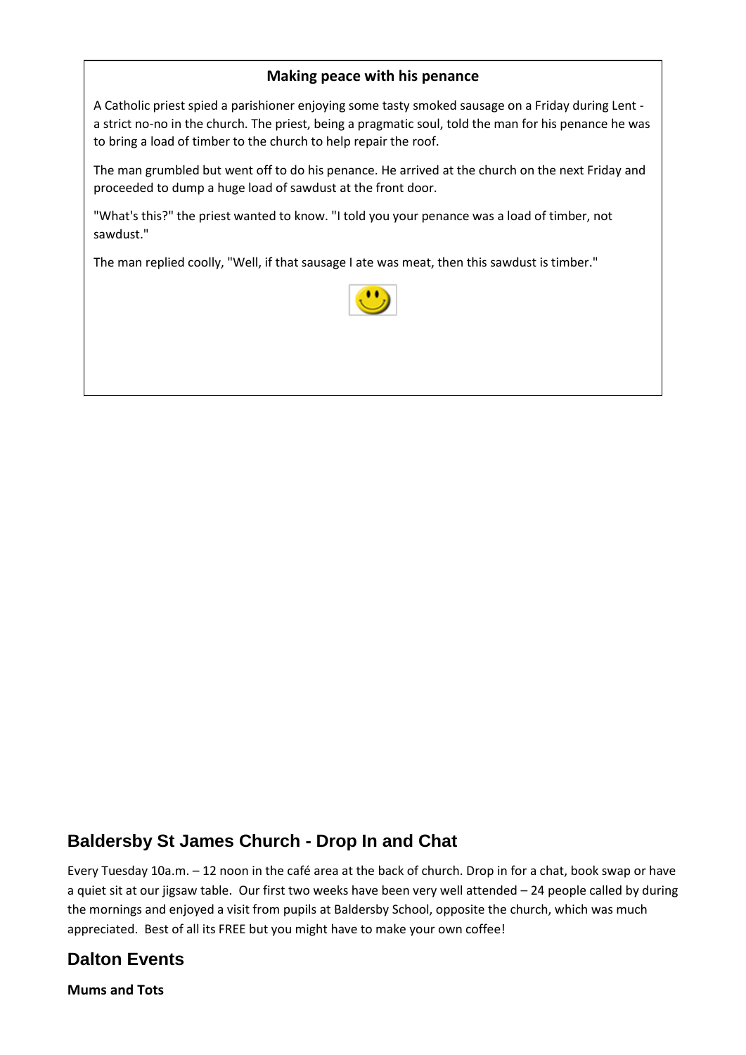### Making peace with his penance

A Catholic priest spied a parishioner enjoying some tasty smoked sausage on a Friday during Lent - a strict no-no in the church. The priest, being a pragmatic soul, told the man for his penance he was to bring a load of timber to the church to help repair the roof.

The man grumbled but went off to do his penance. He arrived at the church on the next Friday and proceeded to dump a huge load of sawdust at the front door.

"What's this?" the priest wanted to know. "I told you your penance was a load of timber, not sawdust."

The man replied coolly, "Well, if that sausage I ate was meat, then this sawdust is timber."

## Baldersby St James Church - Drop In and Chat

Every Tuesday 10a.m. – 12 noon in the café area at the back of church. Drop in for a chat, book swap or have a quiet sit at our jigsaw table. Our first two weeks have been very well attended – 24 people called by during the mornings and enjoyed a visit from pupils at Baldersby School, opposite the church, which was much appreciated. Best of all its FREE but you might have to make your own coffee!

## Dalton Events

**Mums and Tots**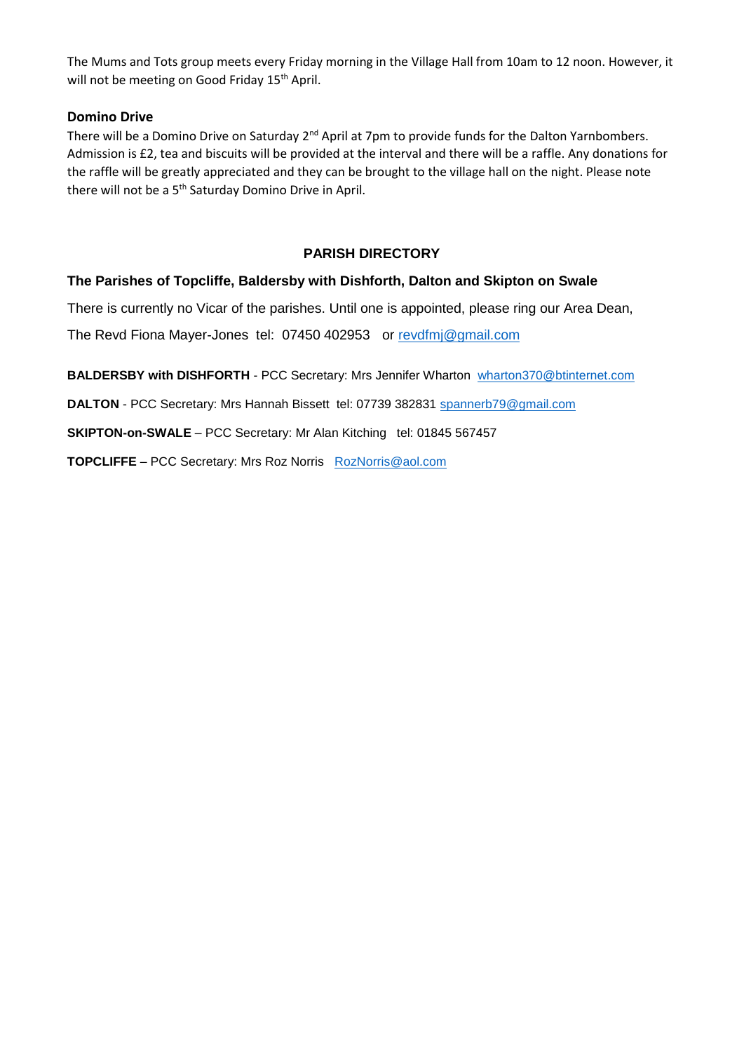The Mums and Tots group meets every Friday morning in the Village Hall from 10am to 12 noon. However, it will not be meeting on Good Friday 15th April.

### Domino Drive

There will be a Domino Drive on Saturday 2nd April at 7pm to provide funds for the Dalton Yarnbombers. Admission is £2, tea and biscuits will be provided at the interval and there will be a raffle. Any donations for the raffle will be greatly appreciated and they can be brought to the village hall on the night. Please note there will not be a 5th Saturday Domino Drive in April.

## PARISH DIRECTORY

### The Parishes of Topcliffe, Baldersby with Dishforth, Dalton and Skipton on Swale

There is currently no Vicar of the parishes. Until one is appointed, please ring our Area Dean,

The Revd Fiona Mayer-Jones tel: 07450 402953 or revdfmj@gmail.com

**BALDERSBY with DISHFORTH** - PCC Secretary: Mrs Jennifer Wharton wharton370@btinternet.com

**DALTON** - PCC Secretary: Mrs Hannah Bissett tel: 07739 382831 spannerb79@gmail.com

**SKIPTON-on-SWALE** – PCC Secretary: Mr Alan Kitching tel: 01845 567457

**TOPCLIFFE** – PCC Secretary: Mrs Roz Norris RozNorris@aol.com